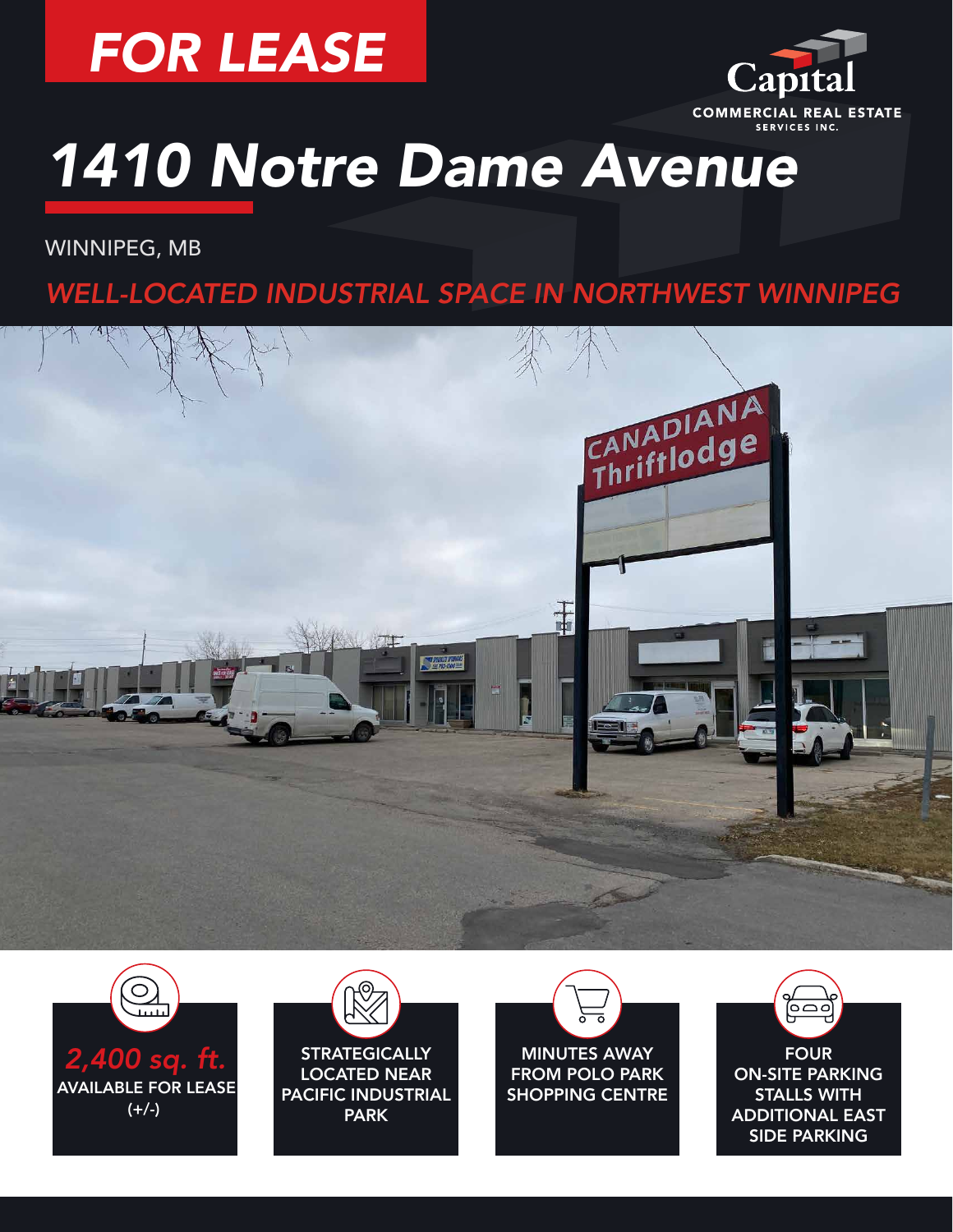FOR LEASE

Capital
COMMERCIAL REAL ESTATE
SERVICES INC.

# 1410 Notre Dame Avenue

WINNIPEG, MB

## *WELL-LOCATED INDUSTRIAL SPACE IN NORTHWEST WINNIPEG*

*2,400 sq. ft.*
AVAILABLE FOR LEASE
(+/-)

STRATEGICALLY LOCATED NEAR PACIFIC INDUSTRIAL PARK

MINUTES AWAY FROM POLO PARK SHOPPING CENTRE

FOUR ON-SITE PARKING STALLS WITH ADDITIONAL EAST SIDE PARKING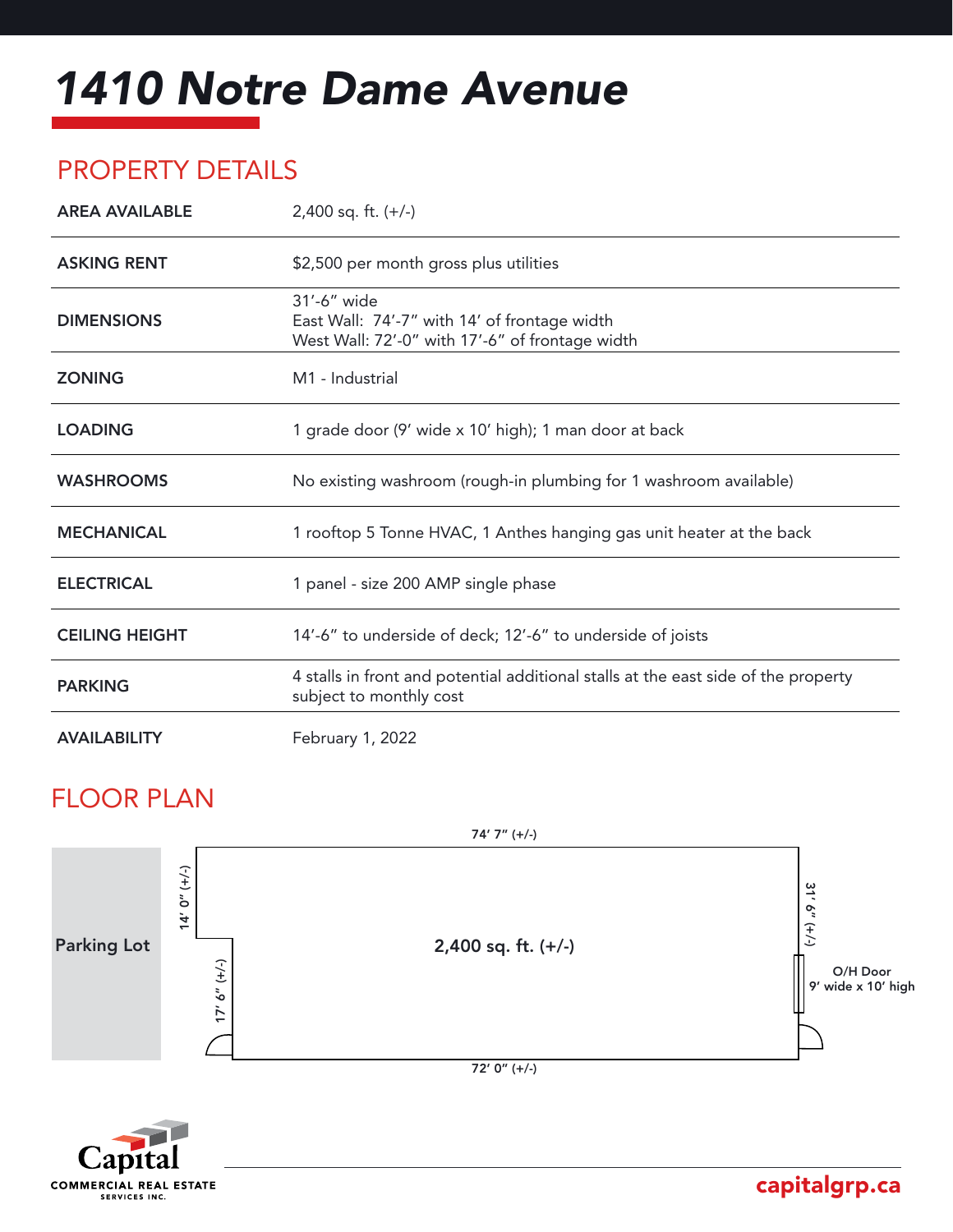# *1410 Notre Dame Avenue*

## PROPERTY DETAILS

| | |
|---|---|
| **AREA AVAILABLE** | 2,400 sq. ft. (+/-) |
| **ASKING RENT** | $2,500 per month gross plus utilities |
| **DIMENSIONS** | 31'-6" wide<br>East Wall: 74'-7" with 14' of frontage width<br>West Wall: 72'-0" with 17'-6" of frontage width |
| **ZONING** | M1 - Industrial |
| **LOADING** | 1 grade door (9' wide x 10' high); 1 man door at back |
| **WASHROOMS** | No existing washroom (rough-in plumbing for 1 washroom available) |
| **MECHANICAL** | 1 rooftop 5 Tonne HVAC, 1 Anthes hanging gas unit heater at the back |
| **ELECTRICAL** | 1 panel - size 200 AMP single phase |
| **CEILING HEIGHT** | 14'-6" to underside of deck; 12'-6" to underside of joists |
| **PARKING** | 4 stalls in front and potential additional stalls at the east side of the property subject to monthly cost |
| **AVAILABILITY** | February 1, 2022 |

## FLOOR PLAN

74' 7" (+/-)

Parking Lot

14' 0" (+/-)

17' 6" (+/-)

2,400 sq. ft. (+/-)

31' 6" (+/-)

O/H Door
9' wide x 10' high

72' 0" (+/-)

Capital
COMMERCIAL REAL ESTATE
SERVICES INC.

capitalgrp.ca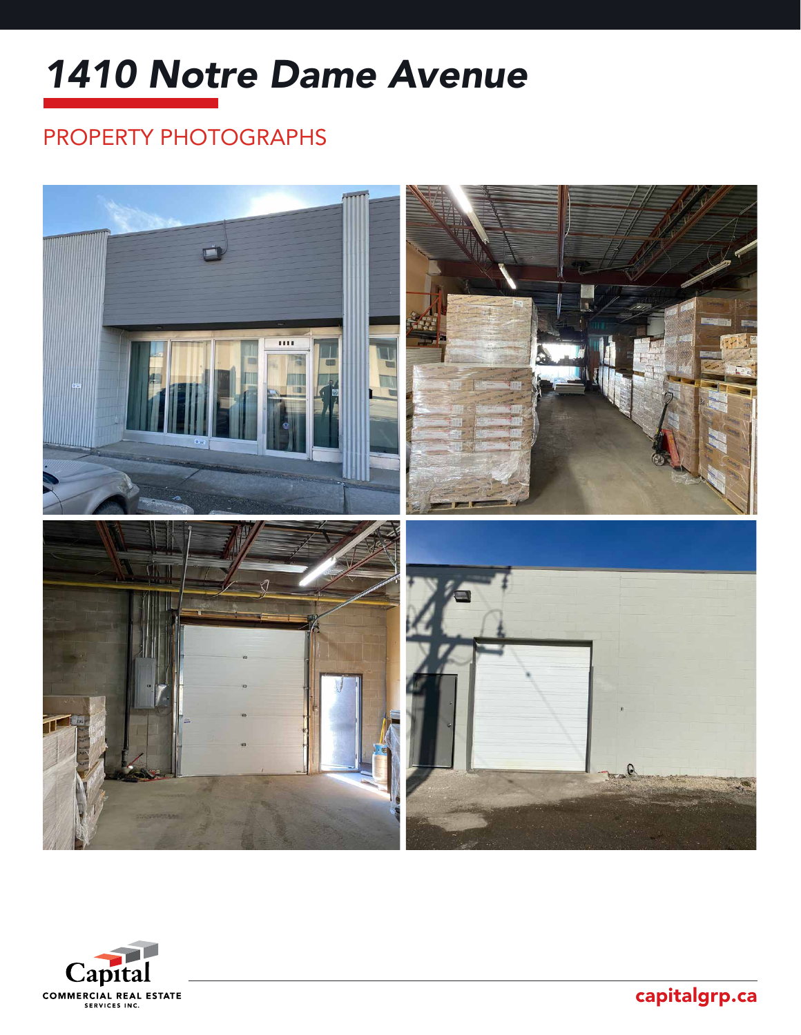# *1410 Notre Dame Avenue*

## PROPERTY PHOTOGRAPHS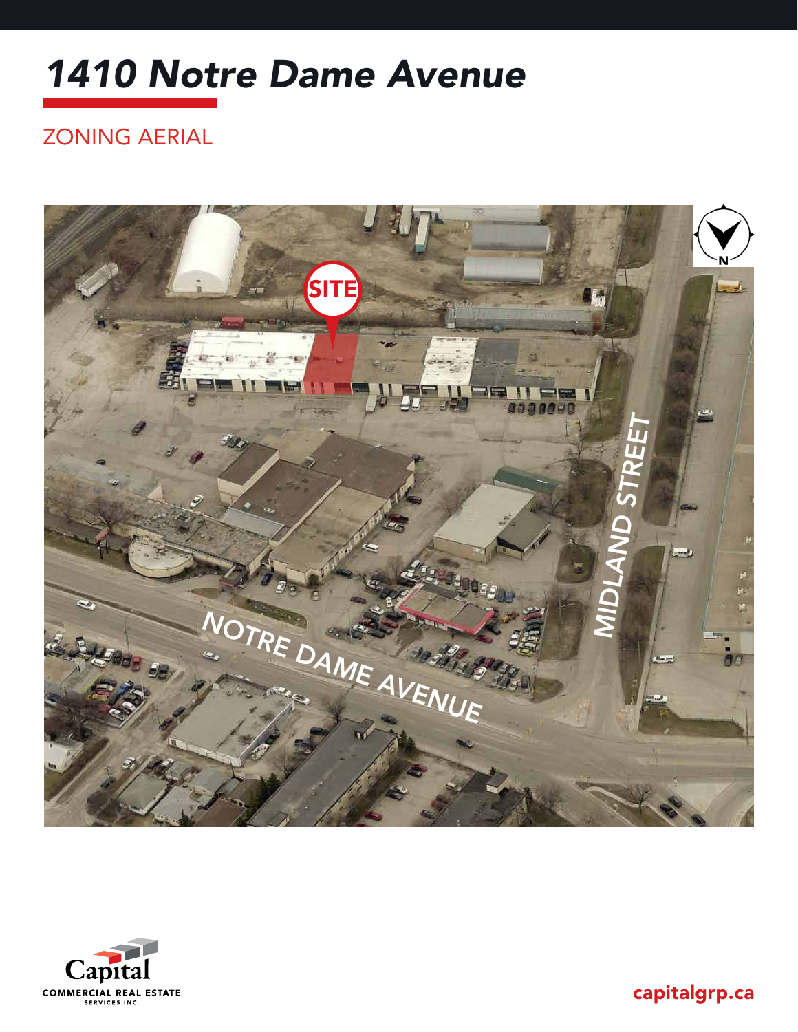# 1410 Notre Dame Avenue

## ZONING AERIAL

SITE

MIDLAND STREET

NOTRE DAME AVENUE

N

Capital
COMMERCIAL REAL ESTATE
SERVICES INC.

capitalgrp.ca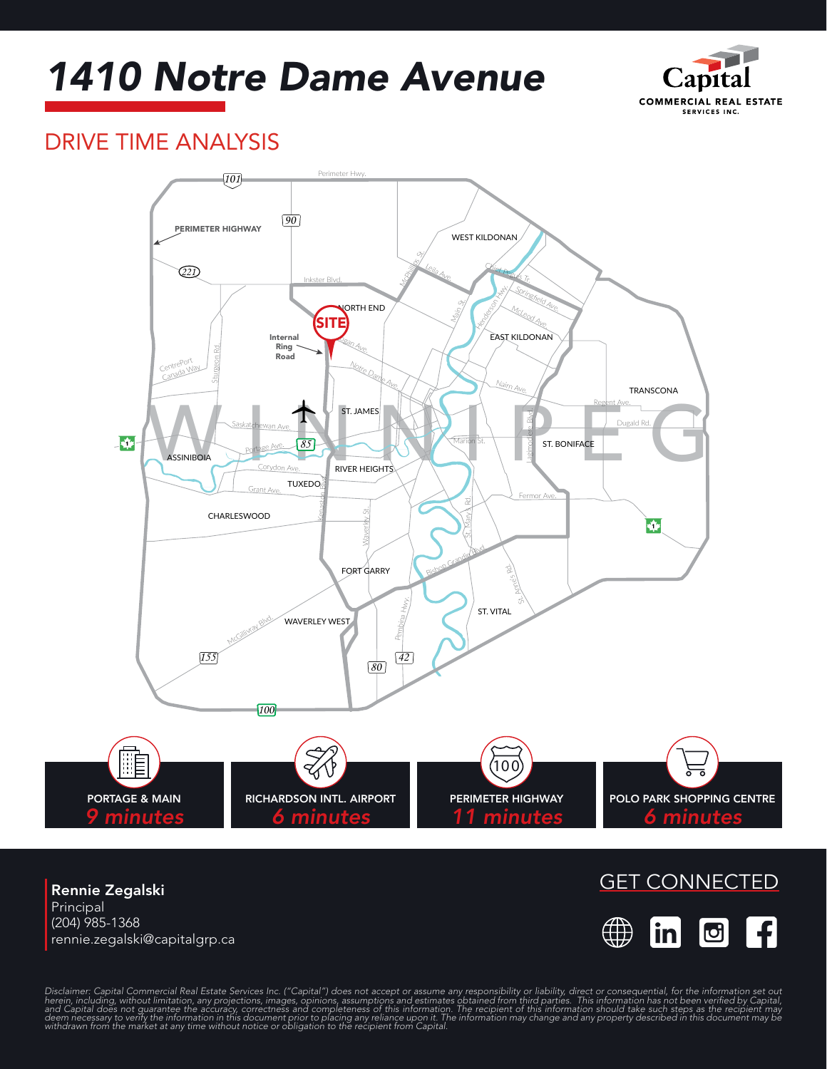# 1410 Notre Dame Avenue

## DRIVE TIME ANALYSIS

PORTAGE & MAIN
*9 minutes*

RICHARDSON INTL. AIRPORT
*6 minutes*

PERIMETER HIGHWAY
*11 minutes*

POLO PARK SHOPPING CENTRE
*6 minutes*

**Rennie Zegalski**
Principal
(204) 985-1368
rennie.zegalski@capitalgrp.ca

GET CONNECTED

*Disclaimer: Capital Commercial Real Estate Services Inc. ("Capital") does not accept or assume any responsibility or liability, direct or consequential, for the information set out herein, including, without limitation, any projections, images, opinions, assumptions and estimates obtained from third parties. This information has not been verified by Capital, and Capital does not guarantee the accuracy, correctness and completeness of this information. The recipient of this information should take such steps as the recipient may deem necessary to verify the information in this document prior to placing any reliance upon it. The information may change and any property described in this document may be withdrawn from the market at any time without notice or obligation to the recipient from Capital.*